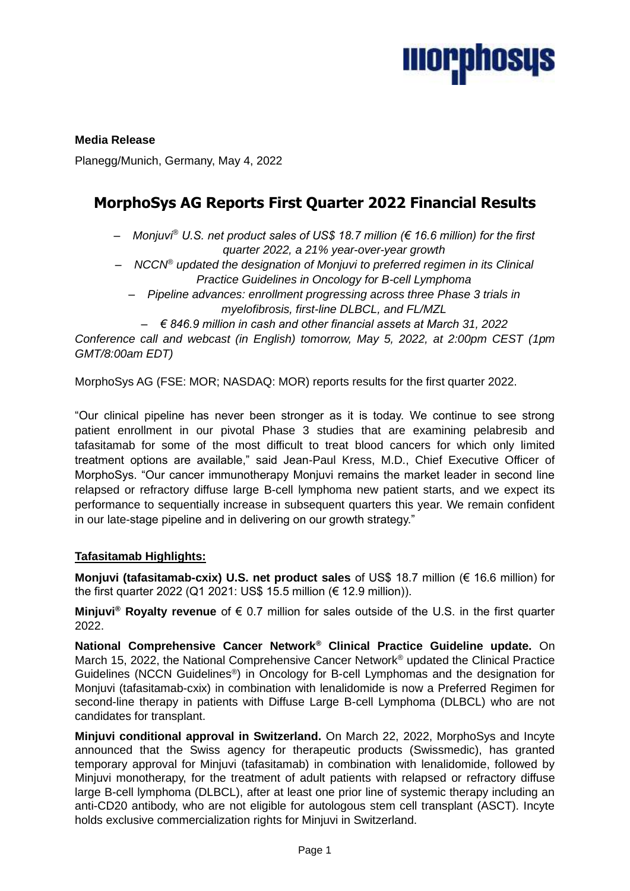**Media Release**

Planegg/Munich, Germany, May 4, 2022

# MorphoSys AG Reports First Quarter 2022 Financial Results

- *Monjuvi® U.S. net product sales of US$ 18.7 million (€ 16.6 million) for the first quarter 2022, a 21% year-over-year growth*
- *NCCN® updated the designation of Monjuvi to preferred regimen in its Clinical Practice Guidelines in Oncology for B-cell Lymphoma*
- *Pipeline advances: enrollment progressing across three Phase 3 trials in myelofibrosis, first-line DLBCL, and FL/MZL*
- *€ 846.9 million in cash and other financial assets at March 31, 2022*

*Conference call and webcast (in English) tomorrow, May 5, 2022, at 2:00pm CEST (1pm GMT/8:00am EDT)*

MorphoSys AG (FSE: MOR; NASDAQ: MOR) reports results for the first quarter 2022.

"Our clinical pipeline has never been stronger as it is today. We continue to see strong patient enrollment in our pivotal Phase 3 studies that are examining pelabresib and tafasitamab for some of the most difficult to treat blood cancers for which only limited treatment options are available," said Jean-Paul Kress, M.D., Chief Executive Officer of MorphoSys. "Our cancer immunotherapy Monjuvi remains the market leader in second line relapsed or refractory diffuse large B-cell lymphoma new patient starts, and we expect its performance to sequentially increase in subsequent quarters this year. We remain confident in our late-stage pipeline and in delivering on our growth strategy."

## Tafasitamab Highlights:

**Monjuvi (tafasitamab-cxix) U.S. net product sales** of US$ 18.7 million (€ 16.6 million) for the first quarter 2022 (Q1 2021: US$ 15.5 million (€ 12.9 million)).

**Minjuvi® Royalty revenue** of € 0.7 million for sales outside of the U.S. in the first quarter 2022.

**National Comprehensive Cancer Network® Clinical Practice Guideline update.** On March 15, 2022, the National Comprehensive Cancer Network® updated the Clinical Practice Guidelines (NCCN Guidelines®) in Oncology for B-cell Lymphomas and the designation for Monjuvi (tafasitamab-cxix) in combination with lenalidomide is now a Preferred Regimen for second-line therapy in patients with Diffuse Large B-cell Lymphoma (DLBCL) who are not candidates for transplant.

**Minjuvi conditional approval in Switzerland.** On March 22, 2022, MorphoSys and Incyte announced that the Swiss agency for therapeutic products (Swissmedic), has granted temporary approval for Minjuvi (tafasitamab) in combination with lenalidomide, followed by Minjuvi monotherapy, for the treatment of adult patients with relapsed or refractory diffuse large B-cell lymphoma (DLBCL), after at least one prior line of systemic therapy including an anti-CD20 antibody, who are not eligible for autologous stem cell transplant (ASCT). Incyte holds exclusive commercialization rights for Minjuvi in Switzerland.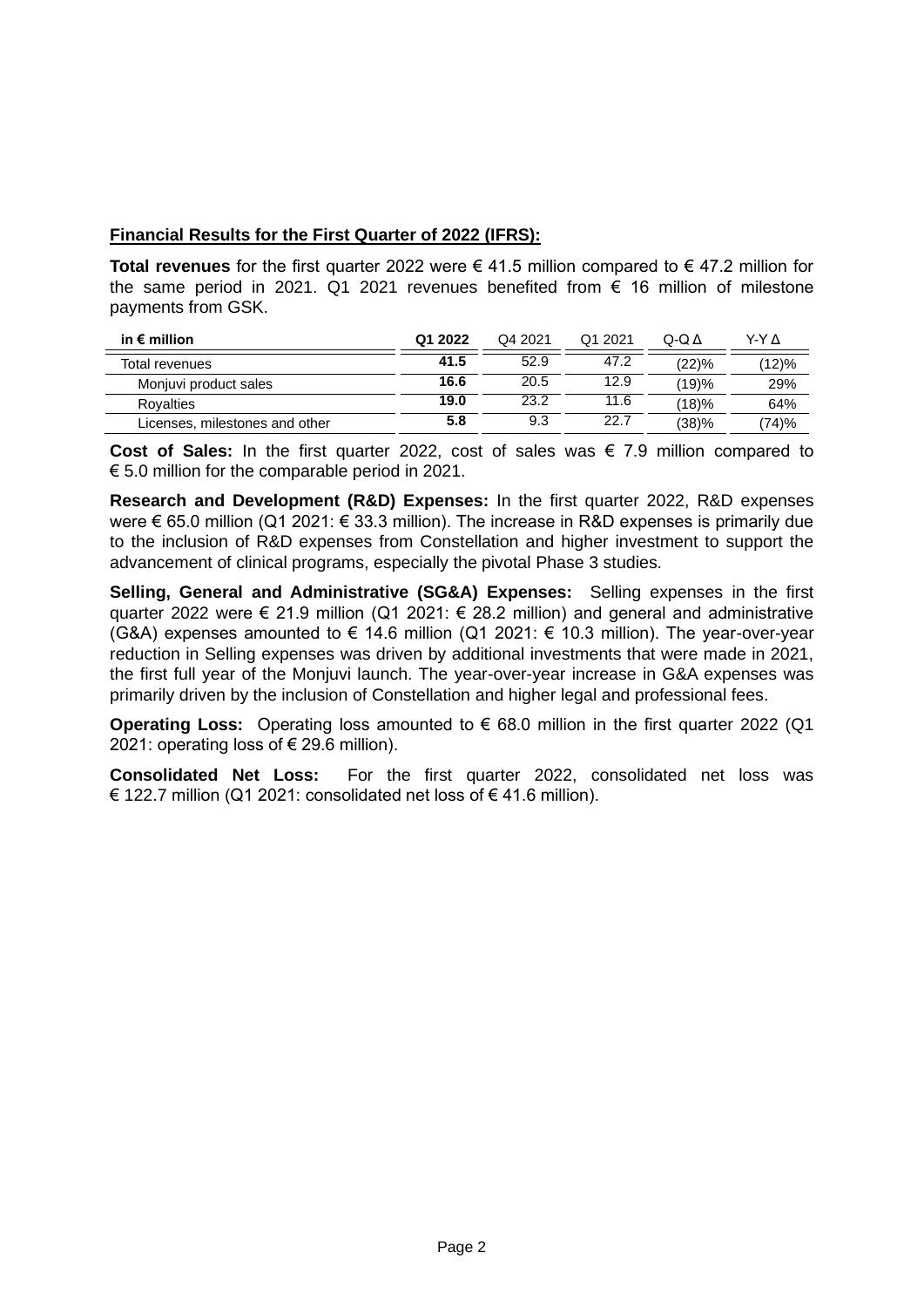**Financial Results for the First Quarter of 2022 (IFRS):**

**Total revenues** for the first quarter 2022 were € 41.5 million compared to € 47.2 million for the same period in 2021. Q1 2021 revenues benefited from € 16 million of milestone payments from GSK.

| in € million | Q1 2022 | Q4 2021 | Q1 2021 | Q-Q Δ | Y-Y Δ |
|---|---|---|---|---|---|
| Total revenues | **41.5** | 52.9 | 47.2 | (22)% | (12)% |
| Monjuvi product sales | **16.6** | 20.5 | 12.9 | (19)% | 29% |
| Royalties | **19.0** | 23.2 | 11.6 | (18)% | 64% |
| Licenses, milestones and other | **5.8** | 9.3 | 22.7 | (38)% | (74)% |

**Cost of Sales:** In the first quarter 2022, cost of sales was € 7.9 million compared to € 5.0 million for the comparable period in 2021.

**Research and Development (R&D) Expenses:** In the first quarter 2022, R&D expenses were € 65.0 million (Q1 2021: € 33.3 million). The increase in R&D expenses is primarily due to the inclusion of R&D expenses from Constellation and higher investment to support the advancement of clinical programs, especially the pivotal Phase 3 studies.

**Selling, General and Administrative (SG&A) Expenses:** Selling expenses in the first quarter 2022 were € 21.9 million (Q1 2021: € 28.2 million) and general and administrative (G&A) expenses amounted to € 14.6 million (Q1 2021: € 10.3 million). The year-over-year reduction in Selling expenses was driven by additional investments that were made in 2021, the first full year of the Monjuvi launch. The year-over-year increase in G&A expenses was primarily driven by the inclusion of Constellation and higher legal and professional fees.

**Operating Loss:** Operating loss amounted to € 68.0 million in the first quarter 2022 (Q1 2021: operating loss of € 29.6 million).

**Consolidated Net Loss:** For the first quarter 2022, consolidated net loss was € 122.7 million (Q1 2021: consolidated net loss of € 41.6 million).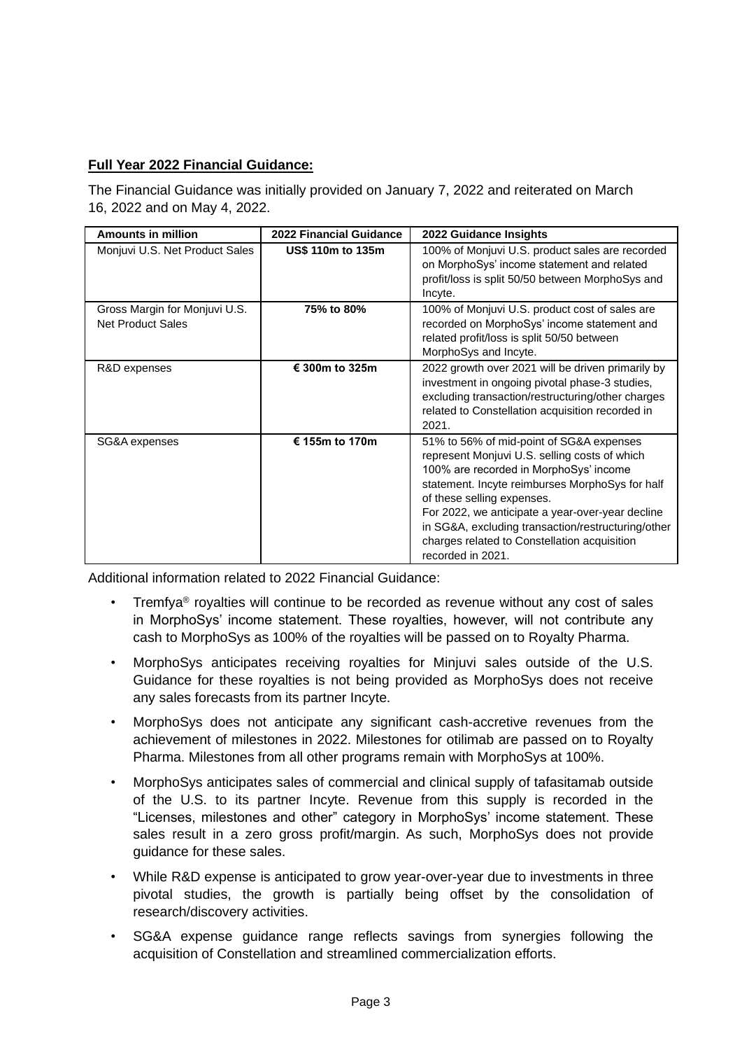**Full Year 2022 Financial Guidance:**

The Financial Guidance was initially provided on January 7, 2022 and reiterated on March 16, 2022 and on May 4, 2022.

| Amounts in million | 2022 Financial Guidance | 2022 Guidance Insights |
|---|---|---|
| Monjuvi U.S. Net Product Sales | US$ 110m to 135m | 100% of Monjuvi U.S. product sales are recorded on MorphoSys' income statement and related profit/loss is split 50/50 between MorphoSys and Incyte. |
| Gross Margin for Monjuvi U.S. Net Product Sales | 75% to 80% | 100% of Monjuvi U.S. product cost of sales are recorded on MorphoSys' income statement and related profit/loss is split 50/50 between MorphoSys and Incyte. |
| R&D expenses | € 300m to 325m | 2022 growth over 2021 will be driven primarily by investment in ongoing pivotal phase-3 studies, excluding transaction/restructuring/other charges related to Constellation acquisition recorded in 2021. |
| SG&A expenses | € 155m to 170m | 51% to 56% of mid-point of SG&A expenses represent Monjuvi U.S. selling costs of which 100% are recorded in MorphoSys' income statement. Incyte reimburses MorphoSys for half of these selling expenses. For 2022, we anticipate a year-over-year decline in SG&A, excluding transaction/restructuring/other charges related to Constellation acquisition recorded in 2021. |

Additional information related to 2022 Financial Guidance:

- Tremfya® royalties will continue to be recorded as revenue without any cost of sales in MorphoSys' income statement. These royalties, however, will not contribute any cash to MorphoSys as 100% of the royalties will be passed on to Royalty Pharma.
- MorphoSys anticipates receiving royalties for Minjuvi sales outside of the U.S. Guidance for these royalties is not being provided as MorphoSys does not receive any sales forecasts from its partner Incyte.
- MorphoSys does not anticipate any significant cash-accretive revenues from the achievement of milestones in 2022. Milestones for otilimab are passed on to Royalty Pharma. Milestones from all other programs remain with MorphoSys at 100%.
- MorphoSys anticipates sales of commercial and clinical supply of tafasitamab outside of the U.S. to its partner Incyte. Revenue from this supply is recorded in the "Licenses, milestones and other" category in MorphoSys' income statement. These sales result in a zero gross profit/margin. As such, MorphoSys does not provide guidance for these sales.
- While R&D expense is anticipated to grow year-over-year due to investments in three pivotal studies, the growth is partially being offset by the consolidation of research/discovery activities.
- SG&A expense guidance range reflects savings from synergies following the acquisition of Constellation and streamlined commercialization efforts.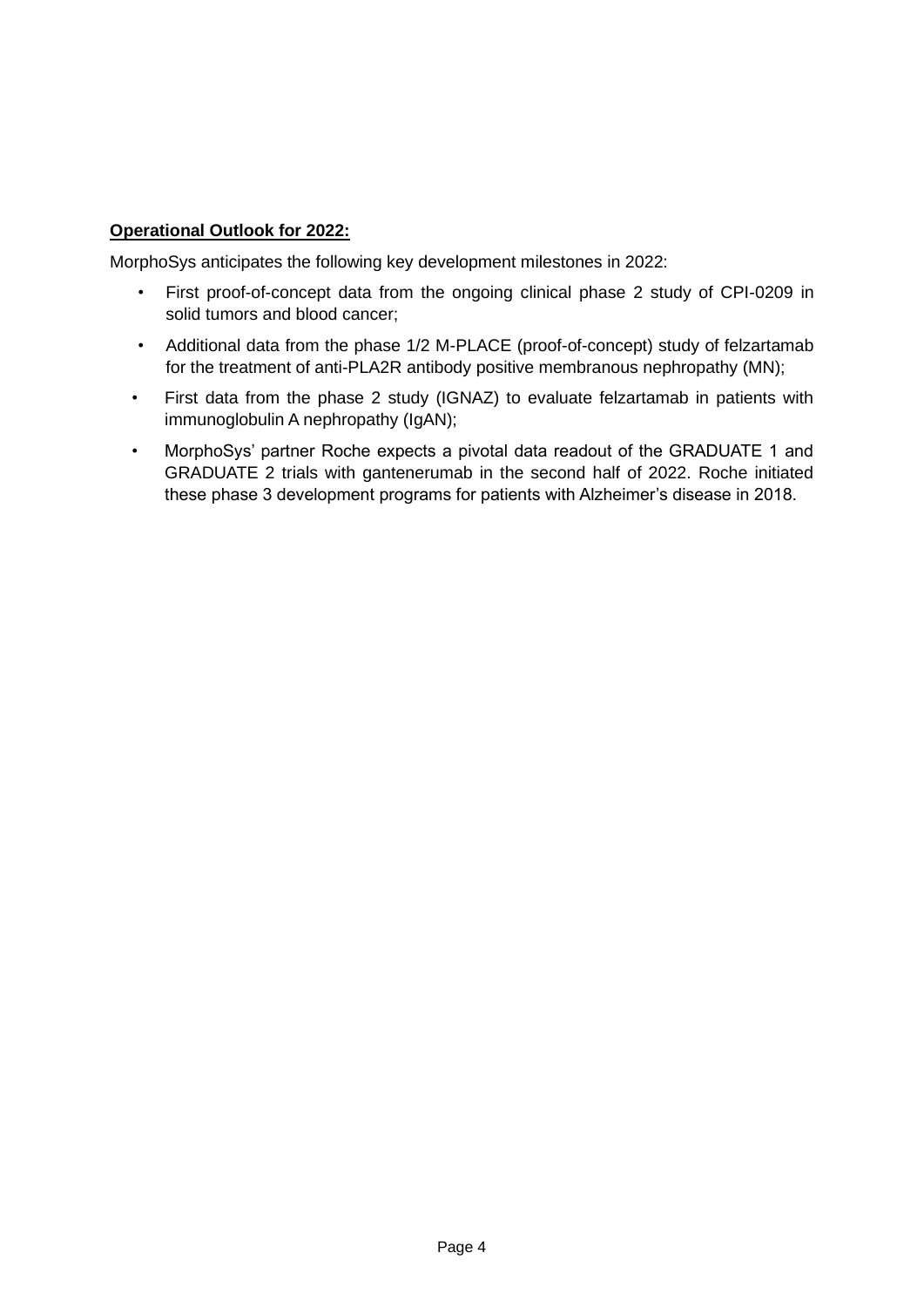**<u>Operational Outlook for 2022:</u>**

MorphoSys anticipates the following key development milestones in 2022:

- First proof-of-concept data from the ongoing clinical phase 2 study of CPI-0209 in solid tumors and blood cancer;
- Additional data from the phase 1/2 M-PLACE (proof-of-concept) study of felzartamab for the treatment of anti-PLA2R antibody positive membranous nephropathy (MN);
- First data from the phase 2 study (IGNAZ) to evaluate felzartamab in patients with immunoglobulin A nephropathy (IgAN);
- MorphoSys' partner Roche expects a pivotal data readout of the GRADUATE 1 and GRADUATE 2 trials with gantenerumab in the second half of 2022. Roche initiated these phase 3 development programs for patients with Alzheimer's disease in 2018.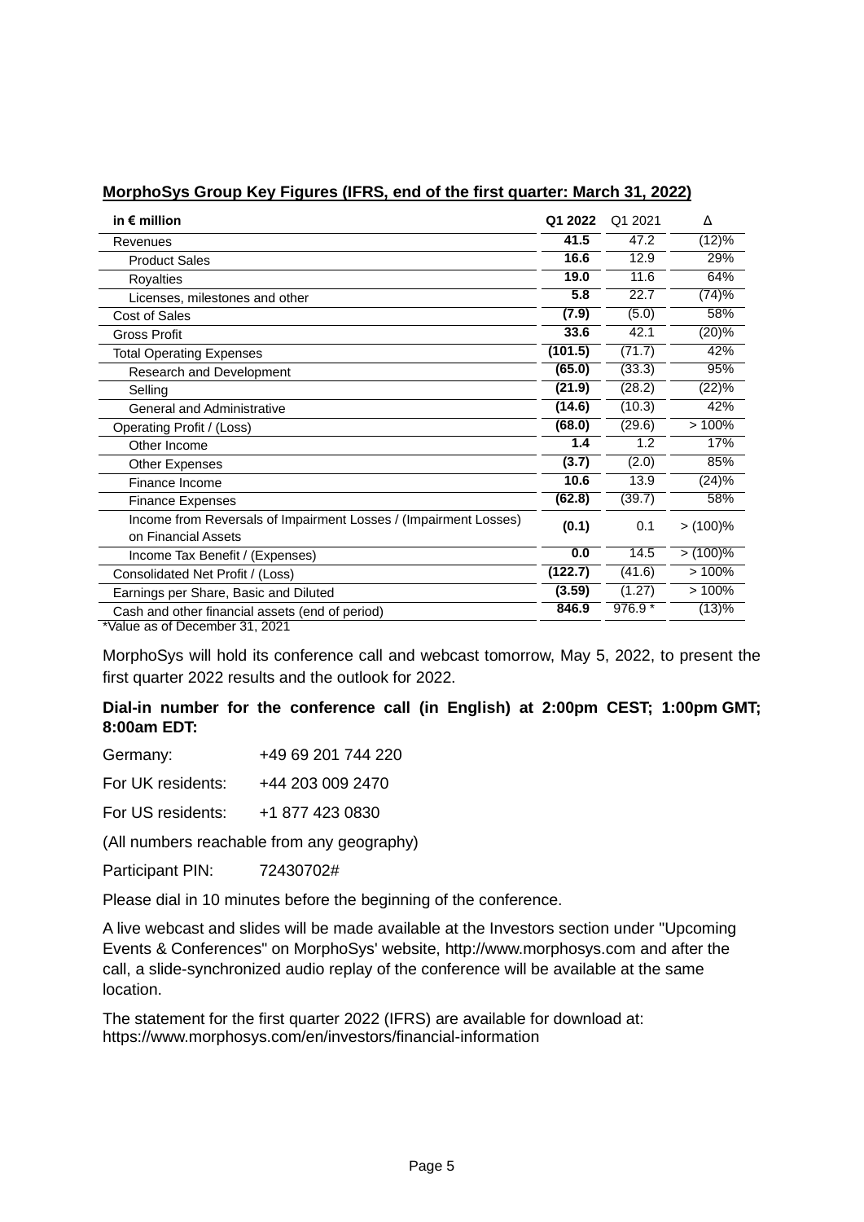**MorphoSys Group Key Figures (IFRS, end of the first quarter: March 31, 2022)**

| in € million | Q1 2022 | Q1 2021 | Δ |
|---|---|---|---|
| Revenues | **41.5** | 47.2 | (12)% |
| Product Sales | **16.6** | 12.9 | 29% |
| Royalties | **19.0** | 11.6 | 64% |
| Licenses, milestones and other | **5.8** | 22.7 | (74)% |
| Cost of Sales | **(7.9)** | (5.0) | 58% |
| Gross Profit | **33.6** | 42.1 | (20)% |
| Total Operating Expenses | **(101.5)** | (71.7) | 42% |
| Research and Development | **(65.0)** | (33.3) | 95% |
| Selling | **(21.9)** | (28.2) | (22)% |
| General and Administrative | **(14.6)** | (10.3) | 42% |
| Operating Profit / (Loss) | **(68.0)** | (29.6) | > 100% |
| Other Income | **1.4** | 1.2 | 17% |
| Other Expenses | **(3.7)** | (2.0) | 85% |
| Finance Income | **10.6** | 13.9 | (24)% |
| Finance Expenses | **(62.8)** | (39.7) | 58% |
| Income from Reversals of Impairment Losses / (Impairment Losses) on Financial Assets | **(0.1)** | 0.1 | > (100)% |
| Income Tax Benefit / (Expenses) | **0.0** | 14.5 | > (100)% |
| Consolidated Net Profit / (Loss) | **(122.7)** | (41.6) | > 100% |
| Earnings per Share, Basic and Diluted | **(3.59)** | (1.27) | > 100% |
| Cash and other financial assets (end of period) | **846.9** | 976.9 * | (13)% |

*Value as of December 31, 2021

MorphoSys will hold its conference call and webcast tomorrow, May 5, 2022, to present the first quarter 2022 results and the outlook for 2022.

**Dial-in number for the conference call (in English) at 2:00pm CEST; 1:00pm GMT; 8:00am EDT:**

Germany: +49 69 201 744 220

For UK residents: +44 203 009 2470

For US residents: +1 877 423 0830

(All numbers reachable from any geography)

Participant PIN: 72430702#

Please dial in 10 minutes before the beginning of the conference.

A live webcast and slides will be made available at the Investors section under "Upcoming Events & Conferences" on MorphoSys' website, http://www.morphosys.com and after the call, a slide-synchronized audio replay of the conference will be available at the same location.

The statement for the first quarter 2022 (IFRS) are available for download at: https://www.morphosys.com/en/investors/financial-information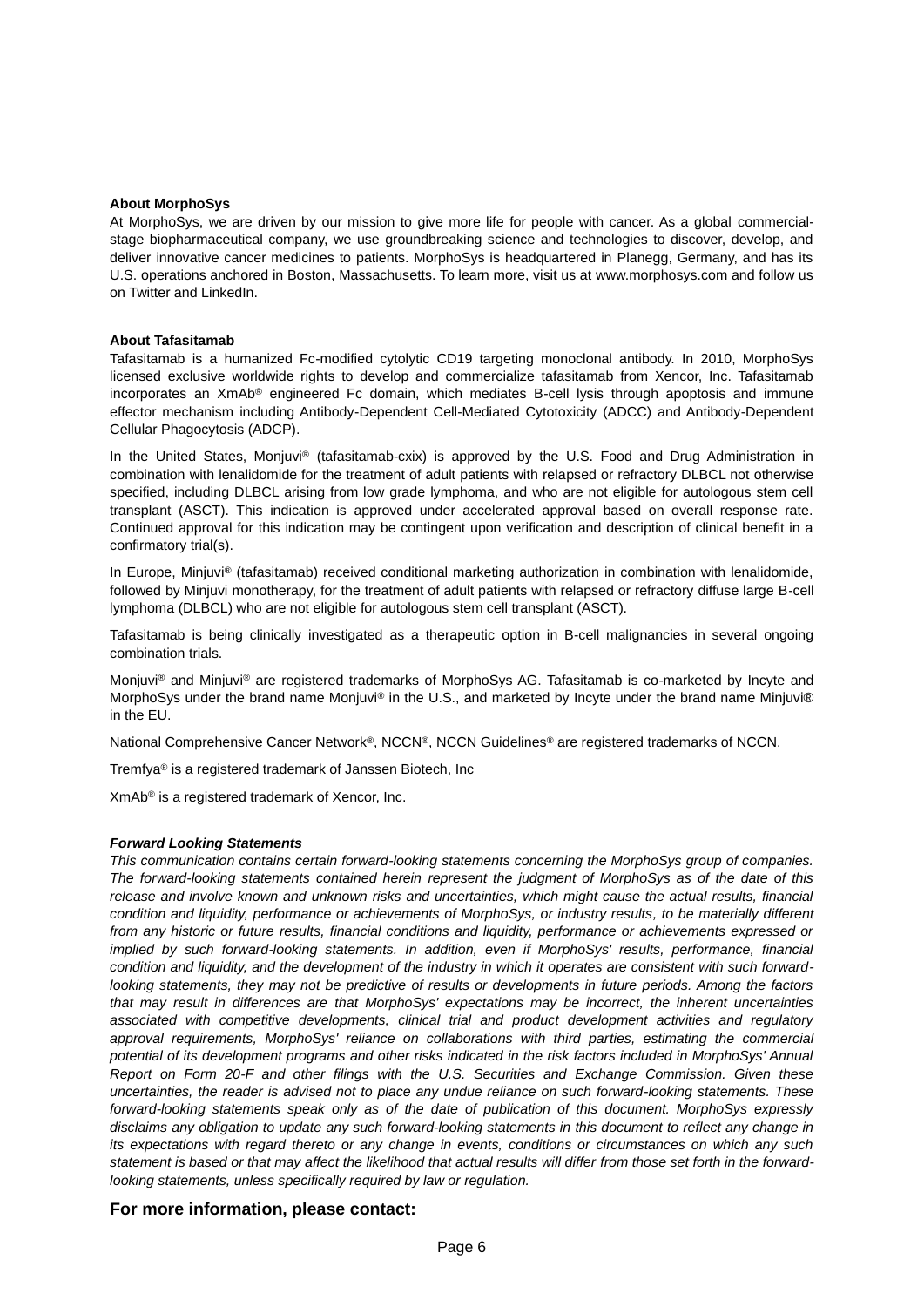**About MorphoSys**

At MorphoSys, we are driven by our mission to give more life for people with cancer. As a global commercial-stage biopharmaceutical company, we use groundbreaking science and technologies to discover, develop, and deliver innovative cancer medicines to patients. MorphoSys is headquartered in Planegg, Germany, and has its U.S. operations anchored in Boston, Massachusetts. To learn more, visit us at www.morphosys.com and follow us on Twitter and LinkedIn.

**About Tafasitamab**

Tafasitamab is a humanized Fc-modified cytolytic CD19 targeting monoclonal antibody. In 2010, MorphoSys licensed exclusive worldwide rights to develop and commercialize tafasitamab from Xencor, Inc. Tafasitamab incorporates an XmAb® engineered Fc domain, which mediates B-cell lysis through apoptosis and immune effector mechanism including Antibody-Dependent Cell-Mediated Cytotoxicity (ADCC) and Antibody-Dependent Cellular Phagocytosis (ADCP).

In the United States, Monjuvi® (tafasitamab-cxix) is approved by the U.S. Food and Drug Administration in combination with lenalidomide for the treatment of adult patients with relapsed or refractory DLBCL not otherwise specified, including DLBCL arising from low grade lymphoma, and who are not eligible for autologous stem cell transplant (ASCT). This indication is approved under accelerated approval based on overall response rate. Continued approval for this indication may be contingent upon verification and description of clinical benefit in a confirmatory trial(s).

In Europe, Minjuvi® (tafasitamab) received conditional marketing authorization in combination with lenalidomide, followed by Minjuvi monotherapy, for the treatment of adult patients with relapsed or refractory diffuse large B-cell lymphoma (DLBCL) who are not eligible for autologous stem cell transplant (ASCT).

Tafasitamab is being clinically investigated as a therapeutic option in B-cell malignancies in several ongoing combination trials.

Monjuvi® and Minjuvi® are registered trademarks of MorphoSys AG. Tafasitamab is co-marketed by Incyte and MorphoSys under the brand name Monjuvi® in the U.S., and marketed by Incyte under the brand name Minjuvi® in the EU.

National Comprehensive Cancer Network®, NCCN®, NCCN Guidelines® are registered trademarks of NCCN.

Tremfya® is a registered trademark of Janssen Biotech, Inc

XmAb® is a registered trademark of Xencor, Inc.

***Forward Looking Statements***

*This communication contains certain forward-looking statements concerning the MorphoSys group of companies. The forward-looking statements contained herein represent the judgment of MorphoSys as of the date of this release and involve known and unknown risks and uncertainties, which might cause the actual results, financial condition and liquidity, performance or achievements of MorphoSys, or industry results, to be materially different from any historic or future results, financial conditions and liquidity, performance or achievements expressed or implied by such forward-looking statements. In addition, even if MorphoSys' results, performance, financial condition and liquidity, and the development of the industry in which it operates are consistent with such forward-looking statements, they may not be predictive of results or developments in future periods. Among the factors that may result in differences are that MorphoSys' expectations may be incorrect, the inherent uncertainties associated with competitive developments, clinical trial and product development activities and regulatory approval requirements, MorphoSys' reliance on collaborations with third parties, estimating the commercial potential of its development programs and other risks indicated in the risk factors included in MorphoSys' Annual Report on Form 20-F and other filings with the U.S. Securities and Exchange Commission. Given these uncertainties, the reader is advised not to place any undue reliance on such forward-looking statements. These forward-looking statements speak only as of the date of publication of this document. MorphoSys expressly disclaims any obligation to update any such forward-looking statements in this document to reflect any change in its expectations with regard thereto or any change in events, conditions or circumstances on which any such statement is based or that may affect the likelihood that actual results will differ from those set forth in the forward-looking statements, unless specifically required by law or regulation.*

## For more information, please contact: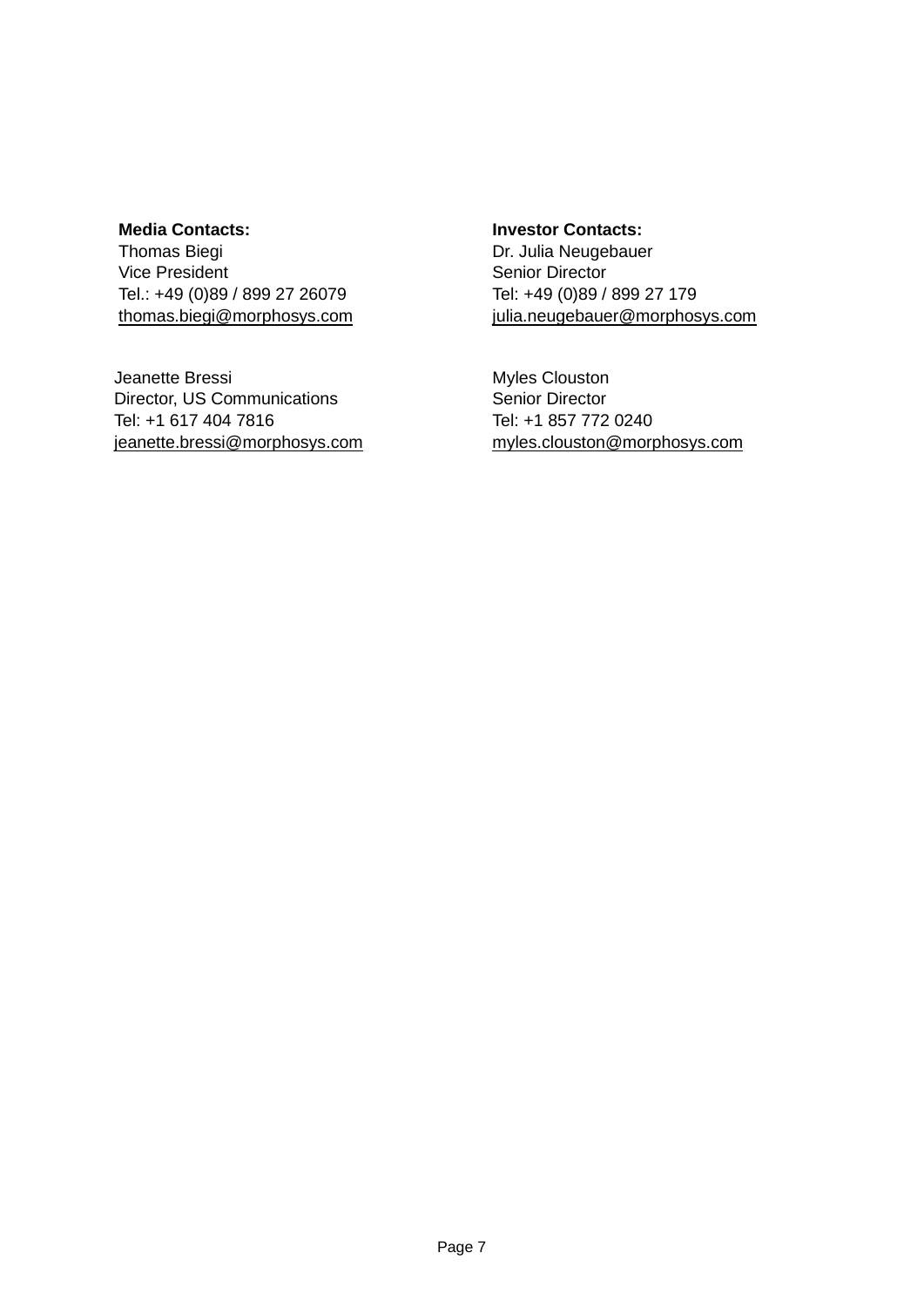**Media Contacts:**
Thomas Biegi
Vice President
Tel.: +49 (0)89 / 899 27 26079
thomas.biegi@morphosys.com

Jeanette Bressi
Director, US Communications
Tel: +1 617 404 7816
jeanette.bressi@morphosys.com

**Investor Contacts:**
Dr. Julia Neugebauer
Senior Director
Tel: +49 (0)89 / 899 27 179
julia.neugebauer@morphosys.com

Myles Clouston
Senior Director
Tel: +1 857 772 0240
myles.clouston@morphosys.com